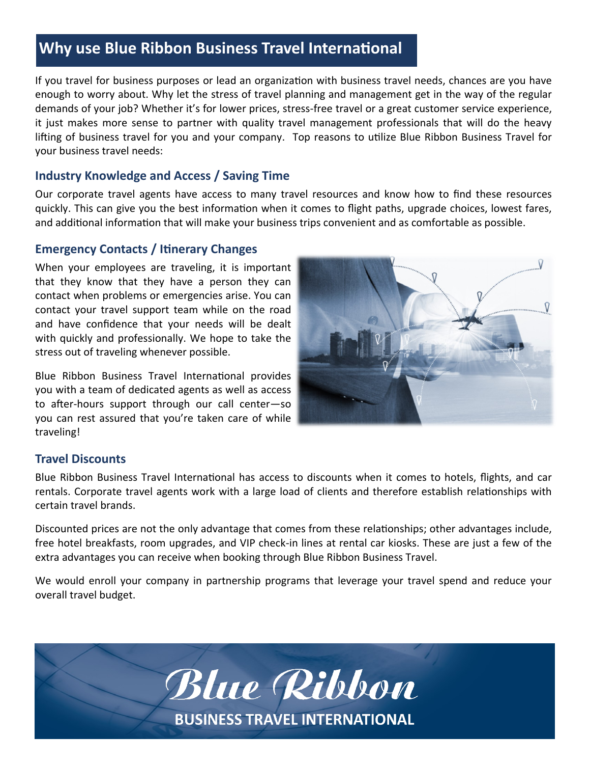# Why use Blue Ribbon Business Travel International

If you travel for business purposes or lead an organization with business travel needs, chances are you have enough to worry about. Why let the stress of travel planning and management get in the way of the regular demands of your job? Whether it's for lower prices, stress-free travel or a great customer service experience, it just makes more sense to partner with quality travel management professionals that will do the heavy lifting of business travel for you and your company. Top reasons to utilize Blue Ribbon Business Travel for your business travel needs:

## Industry Knowledge and Access / Saving Time

Our corporate travel agents have access to many travel resources and know how to find these resources quickly. This can give you the best information when it comes to flight paths, upgrade choices, lowest fares, and additional information that will make your business trips convenient and as comfortable as possible.

## Emergency Contacts / Itinerary Changes

When your employees are traveling, it is important that they know that they have a person they can contact when problems or emergencies arise. You can contact your travel support team while on the road and have confidence that your needs will be dealt with quickly and professionally. We hope to take the stress out of traveling whenever possible.

Blue Ribbon Business Travel International provides you with a team of dedicated agents as well as access to after-hours support through our call center—so you can rest assured that you're taken care of while traveling!

## Travel Discounts

Blue Ribbon Business Travel International has access to discounts when it comes to hotels, flights, and car rentals. Corporate travel agents work with a large load of clients and therefore establish relationships with certain travel brands.

Discounted prices are not the only advantage that comes from these relationships; other advantages include, free hotel breakfasts, room upgrades, and VIP check-in lines at rental car kiosks. These are just a few of the extra advantages you can receive when booking through Blue Ribbon Business Travel.

We would enroll your company in partnership programs that leverage your travel spend and reduce your overall travel budget.

*Blue Ribbon*

**BUSINESS TRAVEL INTERNATIONAL**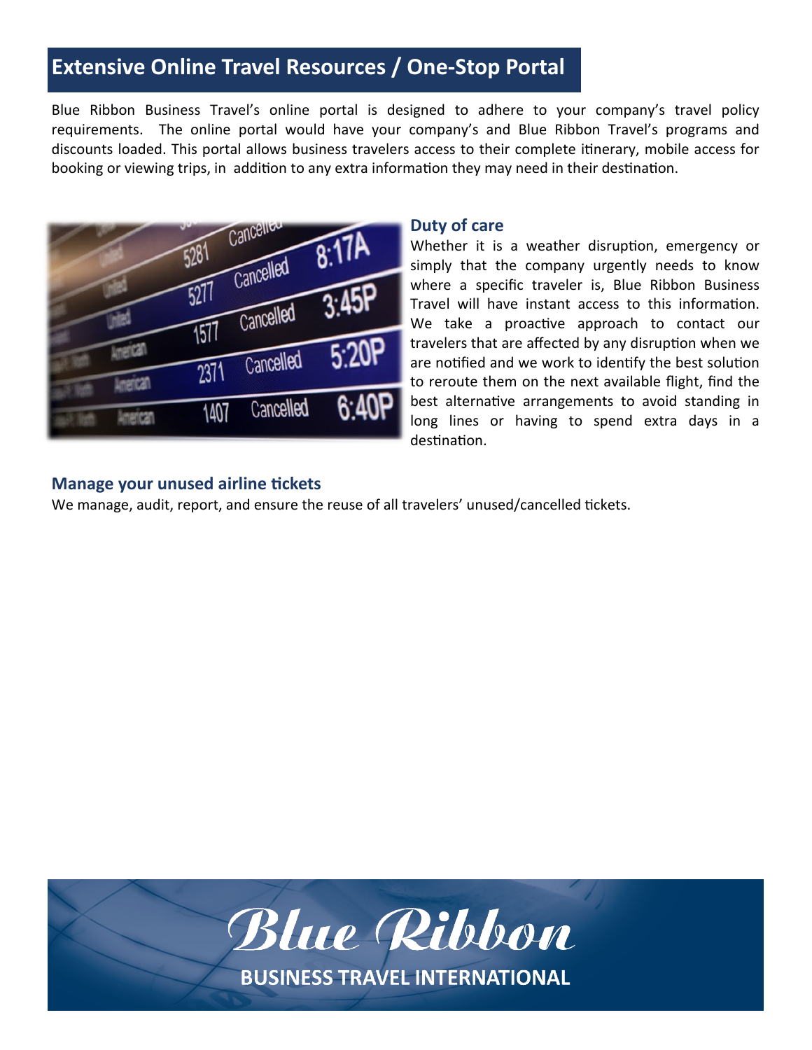## Extensive Online Travel Resources / One-Stop Portal

Blue Ribbon Business Travel's online portal is designed to adhere to your company's travel policy requirements. The online portal would have your company's and Blue Ribbon Travel's programs and discounts loaded. This portal allows business travelers access to their complete itinerary, mobile access for booking or viewing trips, in addition to any extra information they may need in their destination.

### Duty of care

Whether it is a weather disruption, emergency or simply that the company urgently needs to know where a specific traveler is, Blue Ribbon Business Travel will have instant access to this information. We take a proactive approach to contact our travelers that are affected by any disruption when we are notified and we work to identify the best solution to reroute them on the next available flight, find the best alternative arrangements to avoid standing in long lines or having to spend extra days in a destination.

### Manage your unused airline tickets

We manage, audit, report, and ensure the reuse of all travelers' unused/cancelled tickets.

*Blue Ribbon*

BUSINESS TRAVEL INTERNATIONAL